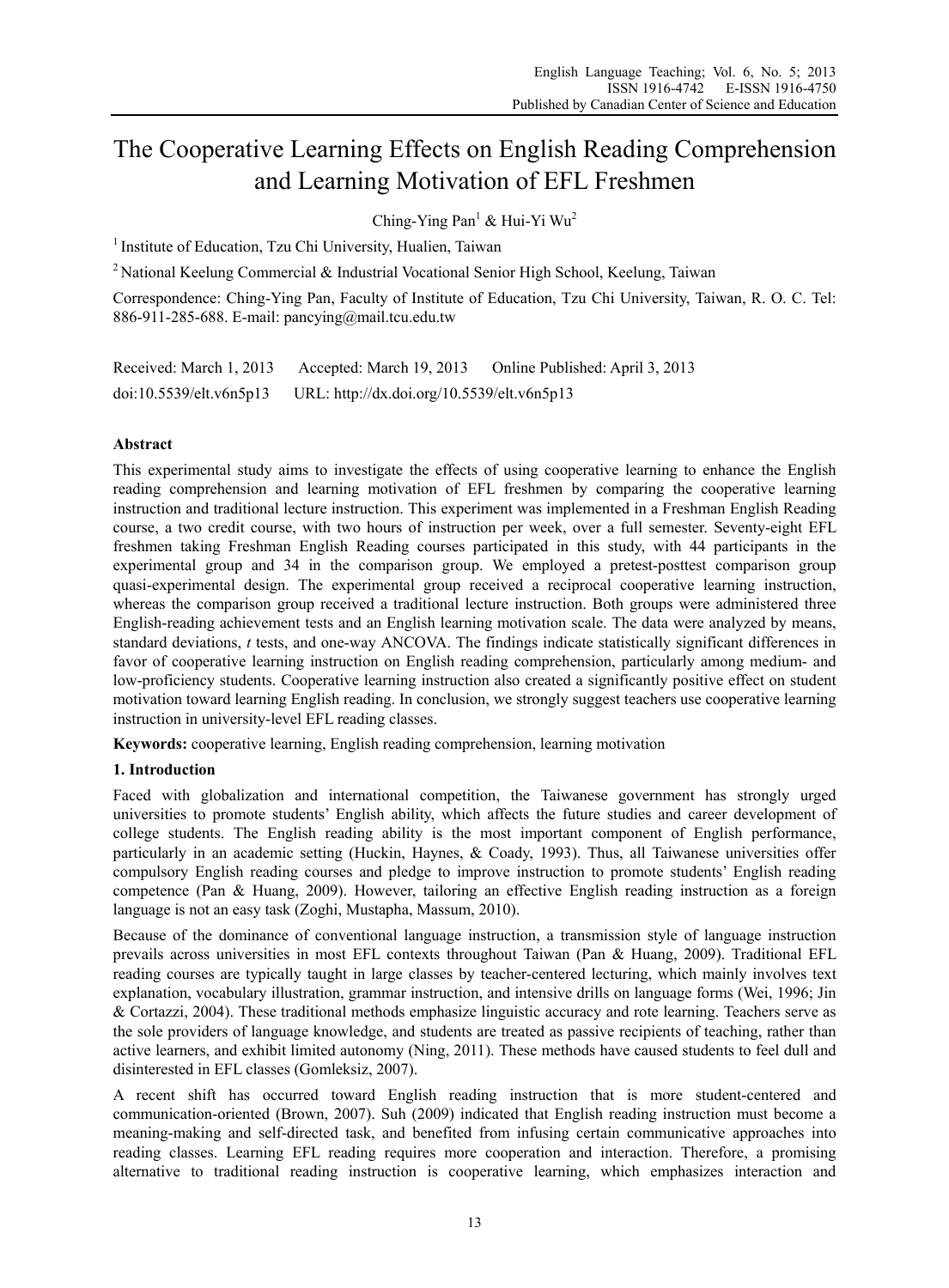# The Cooperative Learning Effects on English Reading Comprehension and Learning Motivation of EFL Freshmen

Ching-Ying Pan[1] & Hui-Yi Wu[2]

[1] Institute of Education, Tzu Chi University, Hualien, Taiwan

[2] National Keelung Commercial & Industrial Vocational Senior High School, Keelung, Taiwan

Correspondence: Ching-Ying Pan, Faculty of Institute of Education, Tzu Chi University, Taiwan, R. O. C. Tel: 886-911-285-688. E-mail: pancying@mail.tcu.edu.tw

Received: March 1, 2013 Accepted: March 19, 2013 Online Published: April 3, 2013

doi:10.5539/elt.v6n5p13 URL: http://dx.doi.org/10.5539/elt.v6n5p13

## Abstract

This experimental study aims to investigate the effects of using cooperative learning to enhance the English reading comprehension and learning motivation of EFL freshmen by comparing the cooperative learning instruction and traditional lecture instruction. This experiment was implemented in a Freshman English Reading course, a two credit course, with two hours of instruction per week, over a full semester. Seventy-eight EFL freshmen taking Freshman English Reading courses participated in this study, with 44 participants in the experimental group and 34 in the comparison group. We employed a pretest-posttest comparison group quasi-experimental design. The experimental group received a reciprocal cooperative learning instruction, whereas the comparison group received a traditional lecture instruction. Both groups were administered three English-reading achievement tests and an English learning motivation scale. The data were analyzed by means, standard deviations, *t* tests, and one-way ANCOVA. The findings indicate statistically significant differences in favor of cooperative learning instruction on English reading comprehension, particularly among medium- and low-proficiency students. Cooperative learning instruction also created a significantly positive effect on student motivation toward learning English reading. In conclusion, we strongly suggest teachers use cooperative learning instruction in university-level EFL reading classes.

**Keywords:** cooperative learning, English reading comprehension, learning motivation

## 1. Introduction

Faced with globalization and international competition, the Taiwanese government has strongly urged universities to promote students' English ability, which affects the future studies and career development of college students. The English reading ability is the most important component of English performance, particularly in an academic setting (Huckin, Haynes, & Coady, 1993). Thus, all Taiwanese universities offer compulsory English reading courses and pledge to improve instruction to promote students' English reading competence (Pan & Huang, 2009). However, tailoring an effective English reading instruction as a foreign language is not an easy task (Zoghi, Mustapha, Massum, 2010).

Because of the dominance of conventional language instruction, a transmission style of language instruction prevails across universities in most EFL contexts throughout Taiwan (Pan & Huang, 2009). Traditional EFL reading courses are typically taught in large classes by teacher-centered lecturing, which mainly involves text explanation, vocabulary illustration, grammar instruction, and intensive drills on language forms (Wei, 1996; Jin & Cortazzi, 2004). These traditional methods emphasize linguistic accuracy and rote learning. Teachers serve as the sole providers of language knowledge, and students are treated as passive recipients of teaching, rather than active learners, and exhibit limited autonomy (Ning, 2011). These methods have caused students to feel dull and disinterested in EFL classes (Gomleksiz, 2007).

A recent shift has occurred toward English reading instruction that is more student-centered and communication-oriented (Brown, 2007). Suh (2009) indicated that English reading instruction must become a meaning-making and self-directed task, and benefited from infusing certain communicative approaches into reading classes. Learning EFL reading requires more cooperation and interaction. Therefore, a promising alternative to traditional reading instruction is cooperative learning, which emphasizes interaction and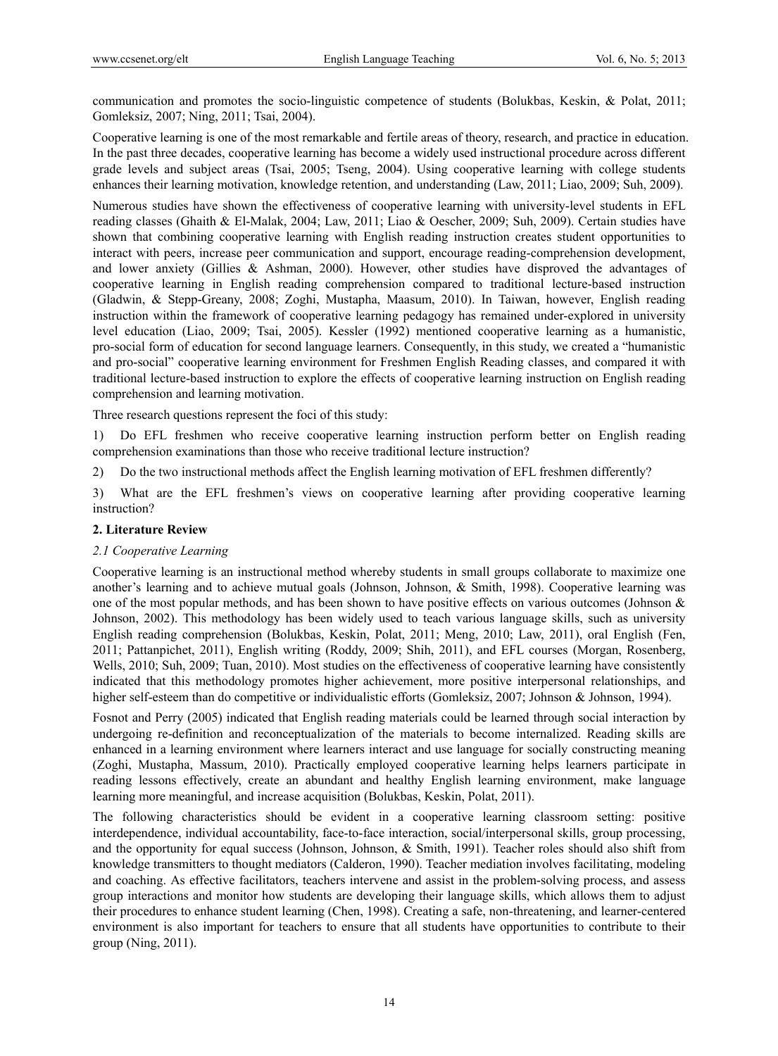communication and promotes the socio-linguistic competence of students (Bolukbas, Keskin, & Polat, 2011; Gomleksiz, 2007; Ning, 2011; Tsai, 2004).

Cooperative learning is one of the most remarkable and fertile areas of theory, research, and practice in education. In the past three decades, cooperative learning has become a widely used instructional procedure across different grade levels and subject areas (Tsai, 2005; Tseng, 2004). Using cooperative learning with college students enhances their learning motivation, knowledge retention, and understanding (Law, 2011; Liao, 2009; Suh, 2009).

Numerous studies have shown the effectiveness of cooperative learning with university-level students in EFL reading classes (Ghaith & El-Malak, 2004; Law, 2011; Liao & Oescher, 2009; Suh, 2009). Certain studies have shown that combining cooperative learning with English reading instruction creates student opportunities to interact with peers, increase peer communication and support, encourage reading-comprehension development, and lower anxiety (Gillies & Ashman, 2000). However, other studies have disproved the advantages of cooperative learning in English reading comprehension compared to traditional lecture-based instruction (Gladwin, & Stepp-Greany, 2008; Zoghi, Mustapha, Maasum, 2010). In Taiwan, however, English reading instruction within the framework of cooperative learning pedagogy has remained under-explored in university level education (Liao, 2009; Tsai, 2005). Kessler (1992) mentioned cooperative learning as a humanistic, pro-social form of education for second language learners. Consequently, in this study, we created a "humanistic and pro-social" cooperative learning environment for Freshmen English Reading classes, and compared it with traditional lecture-based instruction to explore the effects of cooperative learning instruction on English reading comprehension and learning motivation.

Three research questions represent the foci of this study:

1) Do EFL freshmen who receive cooperative learning instruction perform better on English reading comprehension examinations than those who receive traditional lecture instruction?

2) Do the two instructional methods affect the English learning motivation of EFL freshmen differently?

3) What are the EFL freshmen's views on cooperative learning after providing cooperative learning instruction?

## 2. Literature Review

### *2.1 Cooperative Learning*

Cooperative learning is an instructional method whereby students in small groups collaborate to maximize one another's learning and to achieve mutual goals (Johnson, Johnson, & Smith, 1998). Cooperative learning was one of the most popular methods, and has been shown to have positive effects on various outcomes (Johnson & Johnson, 2002). This methodology has been widely used to teach various language skills, such as university English reading comprehension (Bolukbas, Keskin, Polat, 2011; Meng, 2010; Law, 2011), oral English (Fen, 2011; Pattanpichet, 2011), English writing (Roddy, 2009; Shih, 2011), and EFL courses (Morgan, Rosenberg, Wells, 2010; Suh, 2009; Tuan, 2010). Most studies on the effectiveness of cooperative learning have consistently indicated that this methodology promotes higher achievement, more positive interpersonal relationships, and higher self-esteem than do competitive or individualistic efforts (Gomleksiz, 2007; Johnson & Johnson, 1994).

Fosnot and Perry (2005) indicated that English reading materials could be learned through social interaction by undergoing re-definition and reconceptualization of the materials to become internalized. Reading skills are enhanced in a learning environment where learners interact and use language for socially constructing meaning (Zoghi, Mustapha, Massum, 2010). Practically employed cooperative learning helps learners participate in reading lessons effectively, create an abundant and healthy English learning environment, make language learning more meaningful, and increase acquisition (Bolukbas, Keskin, Polat, 2011).

The following characteristics should be evident in a cooperative learning classroom setting: positive interdependence, individual accountability, face-to-face interaction, social/interpersonal skills, group processing, and the opportunity for equal success (Johnson, Johnson, & Smith, 1991). Teacher roles should also shift from knowledge transmitters to thought mediators (Calderon, 1990). Teacher mediation involves facilitating, modeling and coaching. As effective facilitators, teachers intervene and assist in the problem-solving process, and assess group interactions and monitor how students are developing their language skills, which allows them to adjust their procedures to enhance student learning (Chen, 1998). Creating a safe, non-threatening, and learner-centered environment is also important for teachers to ensure that all students have opportunities to contribute to their group (Ning, 2011).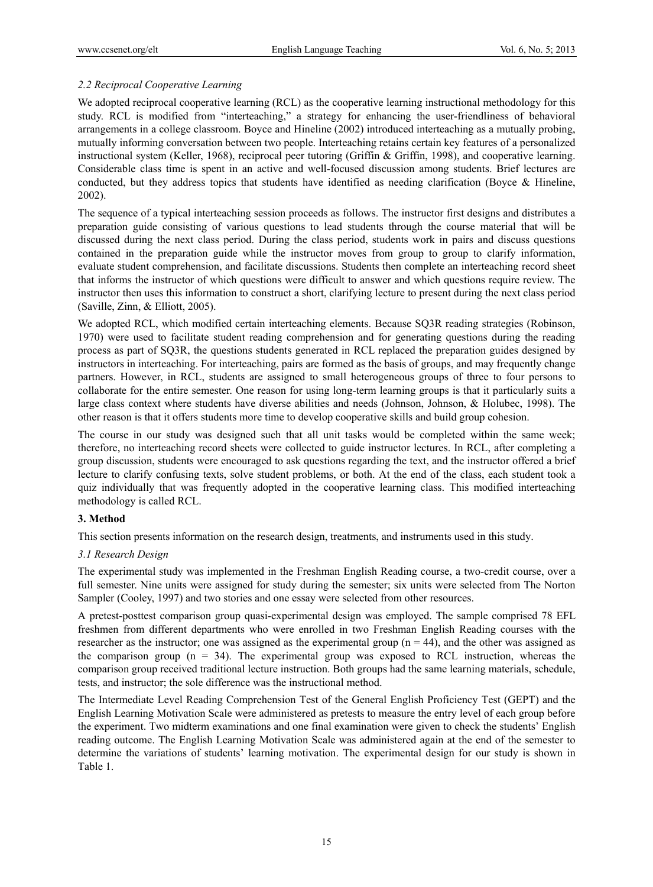### *2.2 Reciprocal Cooperative Learning*

We adopted reciprocal cooperative learning (RCL) as the cooperative learning instructional methodology for this study. RCL is modified from "interteaching," a strategy for enhancing the user-friendliness of behavioral arrangements in a college classroom. Boyce and Hineline (2002) introduced interteaching as a mutually probing, mutually informing conversation between two people. Interteaching retains certain key features of a personalized instructional system (Keller, 1968), reciprocal peer tutoring (Griffin & Griffin, 1998), and cooperative learning. Considerable class time is spent in an active and well-focused discussion among students. Brief lectures are conducted, but they address topics that students have identified as needing clarification (Boyce & Hineline, 2002).

The sequence of a typical interteaching session proceeds as follows. The instructor first designs and distributes a preparation guide consisting of various questions to lead students through the course material that will be discussed during the next class period. During the class period, students work in pairs and discuss questions contained in the preparation guide while the instructor moves from group to group to clarify information, evaluate student comprehension, and facilitate discussions. Students then complete an interteaching record sheet that informs the instructor of which questions were difficult to answer and which questions require review. The instructor then uses this information to construct a short, clarifying lecture to present during the next class period (Saville, Zinn, & Elliott, 2005).

We adopted RCL, which modified certain interteaching elements. Because SQ3R reading strategies (Robinson, 1970) were used to facilitate student reading comprehension and for generating questions during the reading process as part of SQ3R, the questions students generated in RCL replaced the preparation guides designed by instructors in interteaching. For interteaching, pairs are formed as the basis of groups, and may frequently change partners. However, in RCL, students are assigned to small heterogeneous groups of three to four persons to collaborate for the entire semester. One reason for using long-term learning groups is that it particularly suits a large class context where students have diverse abilities and needs (Johnson, Johnson, & Holubec, 1998). The other reason is that it offers students more time to develop cooperative skills and build group cohesion.

The course in our study was designed such that all unit tasks would be completed within the same week; therefore, no interteaching record sheets were collected to guide instructor lectures. In RCL, after completing a group discussion, students were encouraged to ask questions regarding the text, and the instructor offered a brief lecture to clarify confusing texts, solve student problems, or both. At the end of the class, each student took a quiz individually that was frequently adopted in the cooperative learning class. This modified interteaching methodology is called RCL.

## 3. Method

This section presents information on the research design, treatments, and instruments used in this study.

### *3.1 Research Design*

The experimental study was implemented in the Freshman English Reading course, a two-credit course, over a full semester. Nine units were assigned for study during the semester; six units were selected from The Norton Sampler (Cooley, 1997) and two stories and one essay were selected from other resources.

A pretest-posttest comparison group quasi-experimental design was employed. The sample comprised 78 EFL freshmen from different departments who were enrolled in two Freshman English Reading courses with the researcher as the instructor; one was assigned as the experimental group ($n = 44$), and the other was assigned as the comparison group ($n = 34$). The experimental group was exposed to RCL instruction, whereas the comparison group received traditional lecture instruction. Both groups had the same learning materials, schedule, tests, and instructor; the sole difference was the instructional method.

The Intermediate Level Reading Comprehension Test of the General English Proficiency Test (GEPT) and the English Learning Motivation Scale were administered as pretests to measure the entry level of each group before the experiment. Two midterm examinations and one final examination were given to check the students' English reading outcome. The English Learning Motivation Scale was administered again at the end of the semester to determine the variations of students' learning motivation. The experimental design for our study is shown in Table 1.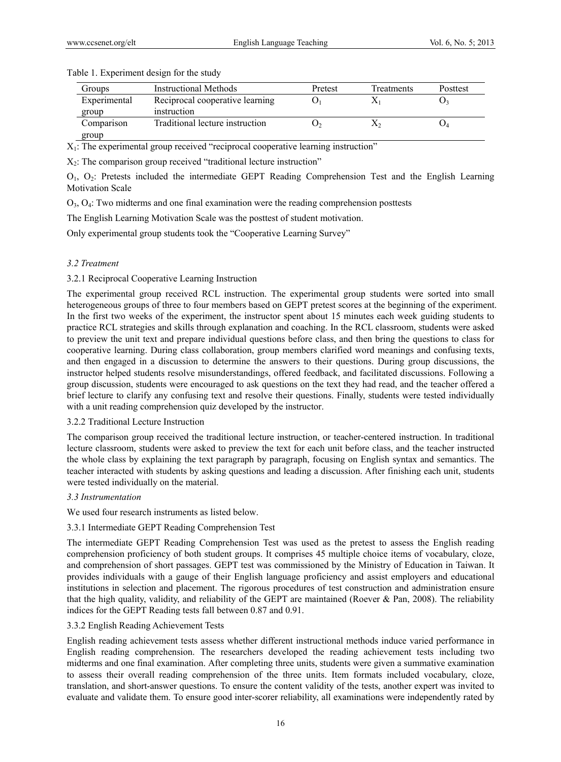Table 1. Experiment design for the study

| Groups | Instructional Methods | Pretest | Treatments | Posttest |
|---|---|---|---|---|
| Experimental group | Reciprocal cooperative learning instruction | $O_1$ | $X_1$ | $O_3$ |
| Comparison group | Traditional lecture instruction | $O_2$ | $X_2$ | $O_4$ |

$X_1$: The experimental group received "reciprocal cooperative learning instruction"

$X_2$: The comparison group received "traditional lecture instruction"

$O_1$, $O_2$: Pretests included the intermediate GEPT Reading Comprehension Test and the English Learning Motivation Scale

$O_3$, $O_4$: Two midterms and one final examination were the reading comprehension posttests

The English Learning Motivation Scale was the posttest of student motivation.

Only experimental group students took the "Cooperative Learning Survey"

### *3.2 Treatment*

#### 3.2.1 Reciprocal Cooperative Learning Instruction

The experimental group received RCL instruction. The experimental group students were sorted into small heterogeneous groups of three to four members based on GEPT pretest scores at the beginning of the experiment. In the first two weeks of the experiment, the instructor spent about 15 minutes each week guiding students to practice RCL strategies and skills through explanation and coaching. In the RCL classroom, students were asked to preview the unit text and prepare individual questions before class, and then bring the questions to class for cooperative learning. During class collaboration, group members clarified word meanings and confusing texts, and then engaged in a discussion to determine the answers to their questions. During group discussions, the instructor helped students resolve misunderstandings, offered feedback, and facilitated discussions. Following a group discussion, students were encouraged to ask questions on the text they had read, and the teacher offered a brief lecture to clarify any confusing text and resolve their questions. Finally, students were tested individually with a unit reading comprehension quiz developed by the instructor.

#### 3.2.2 Traditional Lecture Instruction

The comparison group received the traditional lecture instruction, or teacher-centered instruction. In traditional lecture classroom, students were asked to preview the text for each unit before class, and the teacher instructed the whole class by explaining the text paragraph by paragraph, focusing on English syntax and semantics. The teacher interacted with students by asking questions and leading a discussion. After finishing each unit, students were tested individually on the material.

### *3.3 Instrumentation*

We used four research instruments as listed below.

#### 3.3.1 Intermediate GEPT Reading Comprehension Test

The intermediate GEPT Reading Comprehension Test was used as the pretest to assess the English reading comprehension proficiency of both student groups. It comprises 45 multiple choice items of vocabulary, cloze, and comprehension of short passages. GEPT test was commissioned by the Ministry of Education in Taiwan. It provides individuals with a gauge of their English language proficiency and assist employers and educational institutions in selection and placement. The rigorous procedures of test construction and administration ensure that the high quality, validity, and reliability of the GEPT are maintained (Roever & Pan, 2008). The reliability indices for the GEPT Reading tests fall between 0.87 and 0.91.

#### 3.3.2 English Reading Achievement Tests

English reading achievement tests assess whether different instructional methods induce varied performance in English reading comprehension. The researchers developed the reading achievement tests including two midterms and one final examination. After completing three units, students were given a summative examination to assess their overall reading comprehension of the three units. Item formats included vocabulary, cloze, translation, and short-answer questions. To ensure the content validity of the tests, another expert was invited to evaluate and validate them. To ensure good inter-scorer reliability, all examinations were independently rated by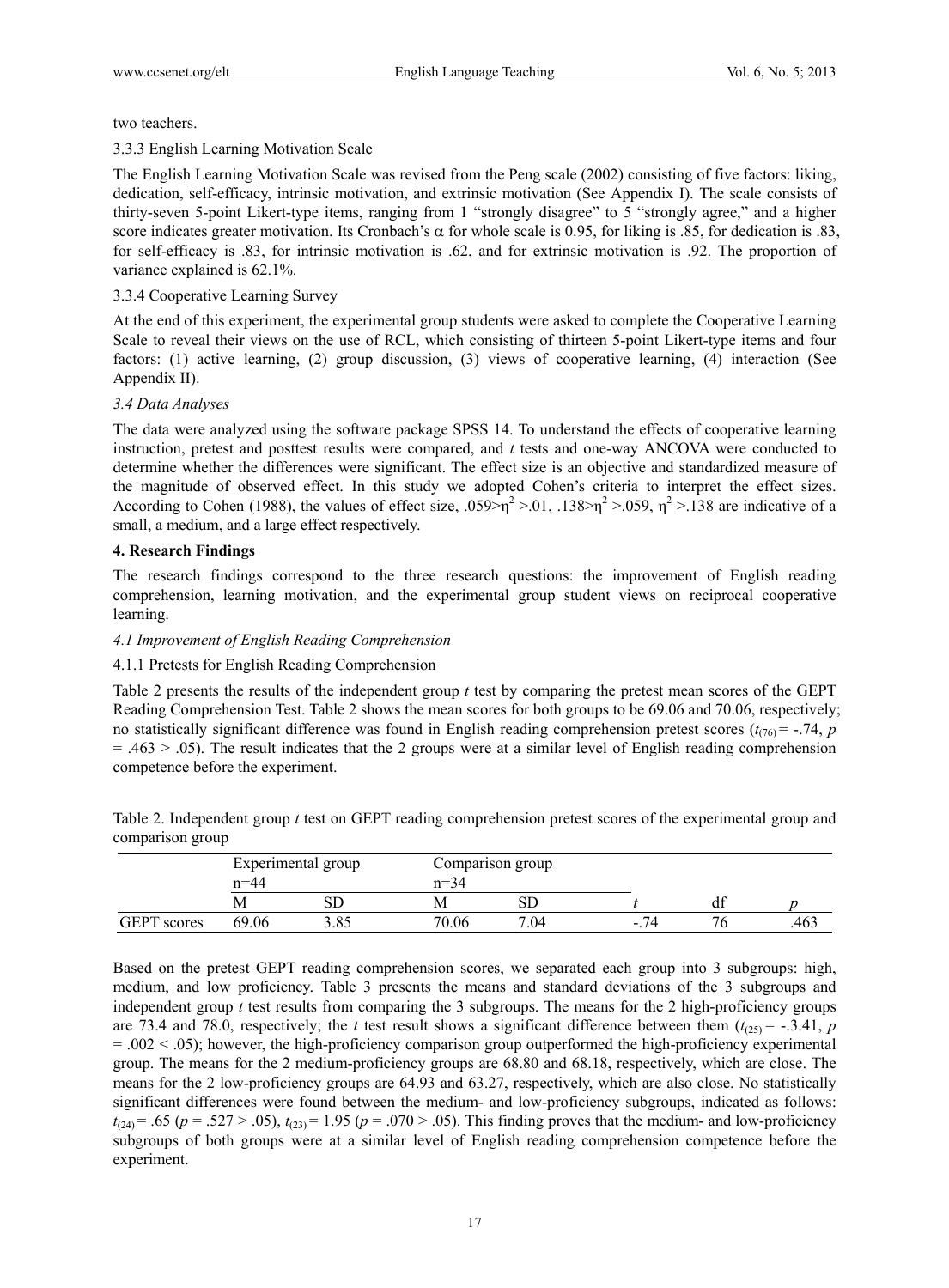two teachers.

3.3.3 English Learning Motivation Scale

The English Learning Motivation Scale was revised from the Peng scale (2002) consisting of five factors: liking, dedication, self-efficacy, intrinsic motivation, and extrinsic motivation (See Appendix I). The scale consists of thirty-seven 5-point Likert-type items, ranging from 1 "strongly disagree" to 5 "strongly agree," and a higher score indicates greater motivation. Its Cronbach's $\alpha$ for whole scale is 0.95, for liking is .85, for dedication is .83, for self-efficacy is .83, for intrinsic motivation is .62, and for extrinsic motivation is .92. The proportion of variance explained is 62.1%.

3.3.4 Cooperative Learning Survey

At the end of this experiment, the experimental group students were asked to complete the Cooperative Learning Scale to reveal their views on the use of RCL, which consisting of thirteen 5-point Likert-type items and four factors: (1) active learning, (2) group discussion, (3) views of cooperative learning, (4) interaction (See Appendix II).

*3.4 Data Analyses*

The data were analyzed using the software package SPSS 14. To understand the effects of cooperative learning instruction, pretest and posttest results were compared, and *t* tests and one-way ANCOVA were conducted to determine whether the differences were significant. The effect size is an objective and standardized measure of the magnitude of observed effect. In this study we adopted Cohen's criteria to interpret the effect sizes. According to Cohen (1988), the values of effect size, $.059>\eta^2>.01$, $.138>\eta^2>.059$, $\eta^2>.138$ are indicative of a small, a medium, and a large effect respectively.

**4. Research Findings**

The research findings correspond to the three research questions: the improvement of English reading comprehension, learning motivation, and the experimental group student views on reciprocal cooperative learning.

*4.1 Improvement of English Reading Comprehension*

4.1.1 Pretests for English Reading Comprehension

Table 2 presents the results of the independent group *t* test by comparing the pretest mean scores of the GEPT Reading Comprehension Test. Table 2 shows the mean scores for both groups to be 69.06 and 70.06, respectively; no statistically significant difference was found in English reading comprehension pretest scores ($t_{(76)} = -.74$, $p = .463 > .05$). The result indicates that the 2 groups were at a similar level of English reading comprehension competence before the experiment.

Table 2. Independent group *t* test on GEPT reading comprehension pretest scores of the experimental group and comparison group

| | Experimental group n=44 | | Comparison group n=34 | | | | |
|---|---|---|---|---|---|---|---|
| | M | SD | M | SD | *t* | df | *p* |
| GEPT scores | 69.06 | 3.85 | 70.06 | 7.04 | -.74 | 76 | .463 |

Based on the pretest GEPT reading comprehension scores, we separated each group into 3 subgroups: high, medium, and low proficiency. Table 3 presents the means and standard deviations of the 3 subgroups and independent group *t* test results from comparing the 3 subgroups. The means for the 2 high-proficiency groups are 73.4 and 78.0, respectively; the *t* test result shows a significant difference between them ($t_{(25)} = -.3.41$, $p = .002 < .05$); however, the high-proficiency comparison group outperformed the high-proficiency experimental group. The means for the 2 medium-proficiency groups are 68.80 and 68.18, respectively, which are close. The means for the 2 low-proficiency groups are 64.93 and 63.27, respectively, which are also close. No statistically significant differences were found between the medium- and low-proficiency subgroups, indicated as follows: $t_{(24)} = .65$ ($p = .527 > .05$), $t_{(23)} = 1.95$ ($p = .070 > .05$). This finding proves that the medium- and low-proficiency subgroups of both groups were at a similar level of English reading comprehension competence before the experiment.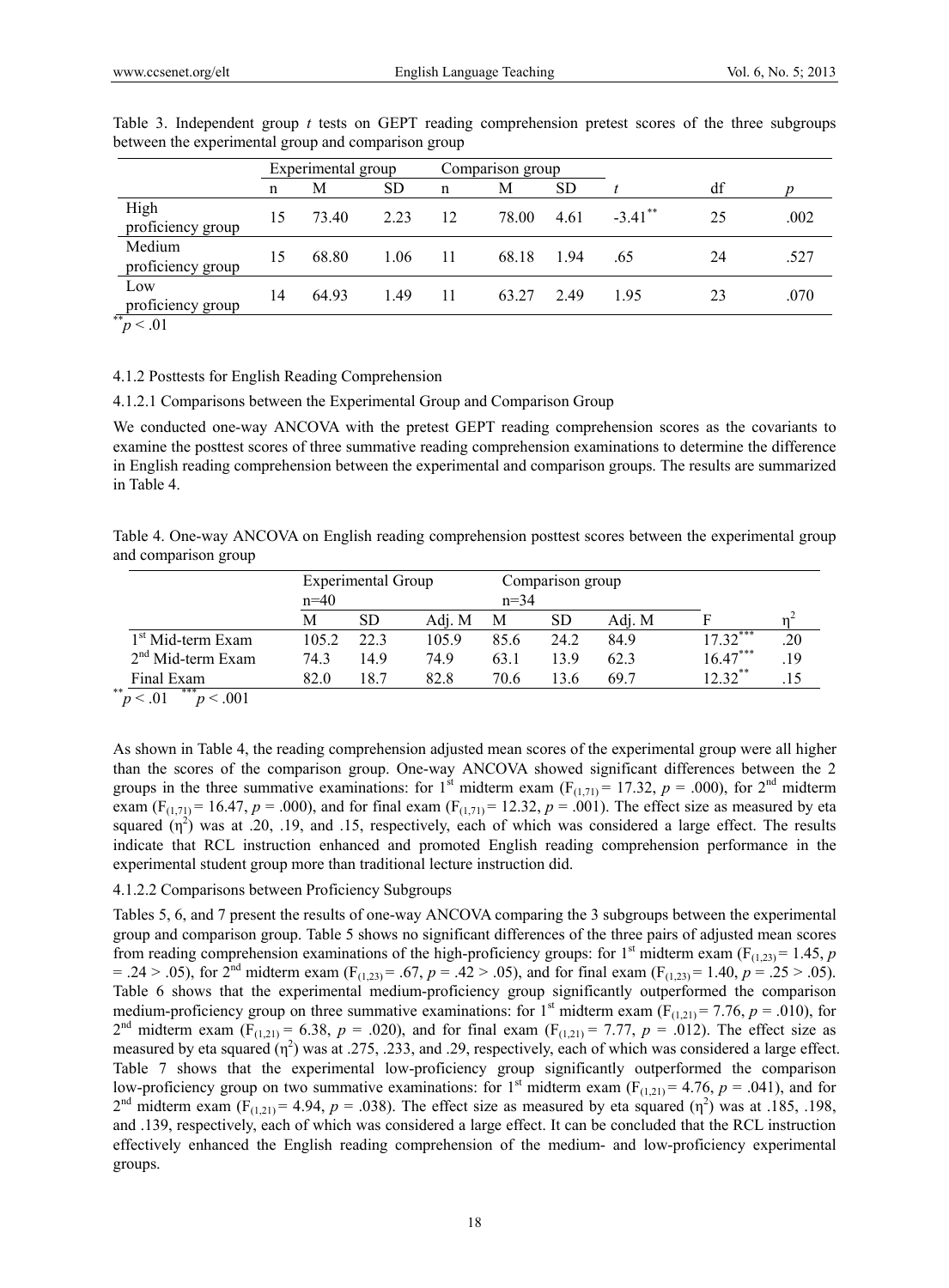Table 3. Independent group *t* tests on GEPT reading comprehension pretest scores of the three subgroups between the experimental group and comparison group

| | Experimental group | | | Comparison group | | | | | |
|---|---|---|---|---|---|---|---|---|---|
| | n | M | SD | n | M | SD | *t* | df | *p* |
| High proficiency group | 15 | 73.40 | 2.23 | 12 | 78.00 | 4.61 | $-3.41^{**}$ | 25 | .002 |
| Medium proficiency group | 15 | 68.80 | 1.06 | 11 | 68.18 | 1.94 | .65 | 24 | .527 |
| Low proficiency group | 14 | 64.93 | 1.49 | 11 | 63.27 | 2.49 | 1.95 | 23 | .070 |

$^{**}p < .01$

4.1.2 Posttests for English Reading Comprehension

4.1.2.1 Comparisons between the Experimental Group and Comparison Group

We conducted one-way ANCOVA with the pretest GEPT reading comprehension scores as the covariants to examine the posttest scores of three summative reading comprehension examinations to determine the difference in English reading comprehension between the experimental and comparison groups. The results are summarized in Table 4.

Table 4. One-way ANCOVA on English reading comprehension posttest scores between the experimental group and comparison group

| | Experimental Group n=40 | | | Comparison group n=34 | | | | |
|---|---|---|---|---|---|---|---|---|
| | M | SD | Adj. M | M | SD | Adj. M | F | $\eta^2$ |
| 1st Mid-term Exam | 105.2 | 22.3 | 105.9 | 85.6 | 24.2 | 84.9 | $17.32^{***}$ | .20 |
| 2nd Mid-term Exam | 74.3 | 14.9 | 74.9 | 63.1 | 13.9 | 62.3 | $16.47^{***}$ | .19 |
| Final Exam | 82.0 | 18.7 | 82.8 | 70.6 | 13.6 | 69.7 | $12.32^{**}$ | .15 |

$^{**}p < .01$ $^{***}p < .001$

As shown in Table 4, the reading comprehension adjusted mean scores of the experimental group were all higher than the scores of the comparison group. One-way ANCOVA showed significant differences between the 2 groups in the three summative examinations: for 1st midterm exam ($F_{(1,71)} = 17.32$, $p = .000$), for 2nd midterm exam ($F_{(1,71)} = 16.47$, $p = .000$), and for final exam ($F_{(1,71)} = 12.32$, $p = .001$). The effect size as measured by eta squared ($\eta^2$) was at .20, .19, and .15, respectively, each of which was considered a large effect. The results indicate that RCL instruction enhanced and promoted English reading comprehension performance in the experimental student group more than traditional lecture instruction did.

4.1.2.2 Comparisons between Proficiency Subgroups

Tables 5, 6, and 7 present the results of one-way ANCOVA comparing the 3 subgroups between the experimental group and comparison group. Table 5 shows no significant differences of the three pairs of adjusted mean scores from reading comprehension examinations of the high-proficiency groups: for 1st midterm exam ($F_{(1,23)} = 1.45$, $p = .24 > .05$), for 2nd midterm exam ($F_{(1,23)} = .67$, $p = .42 > .05$), and for final exam ($F_{(1,23)} = 1.40$, $p = .25 > .05$). Table 6 shows that the experimental medium-proficiency group significantly outperformed the comparison medium-proficiency group on three summative examinations: for 1st midterm exam ($F_{(1,21)} = 7.76$, $p = .010$), for 2nd midterm exam ($F_{(1,21)} = 6.38$, $p = .020$), and for final exam ($F_{(1,21)} = 7.77$, $p = .012$). The effect size as measured by eta squared ($\eta^2$) was at .275, .233, and .29, respectively, each of which was considered a large effect. Table 7 shows that the experimental low-proficiency group significantly outperformed the comparison low-proficiency group on two summative examinations: for 1st midterm exam ($F_{(1,21)} = 4.76$, $p = .041$), and for 2nd midterm exam ($F_{(1,21)} = 4.94$, $p = .038$). The effect size as measured by eta squared ($\eta^2$) was at .185, .198, and .139, respectively, each of which was considered a large effect. It can be concluded that the RCL instruction effectively enhanced the English reading comprehension of the medium- and low-proficiency experimental groups.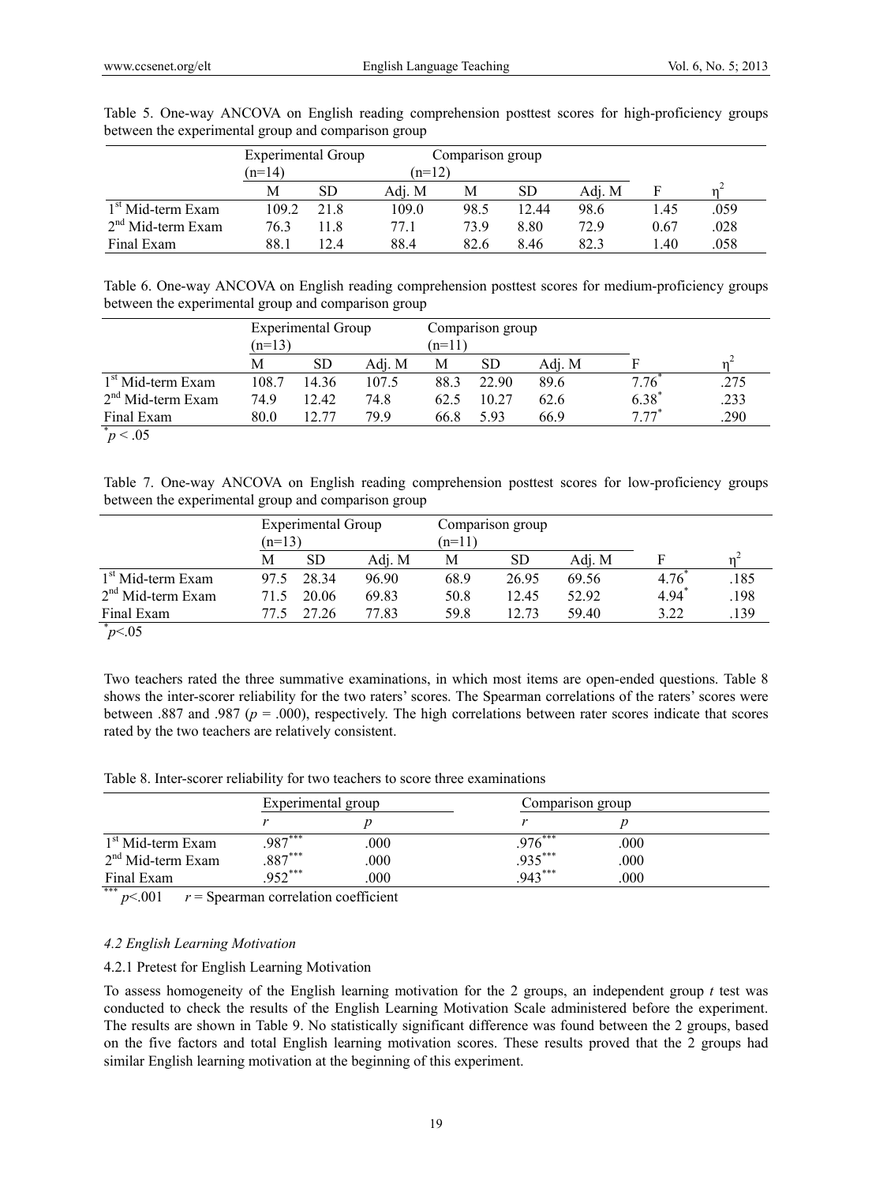Table 5. One-way ANCOVA on English reading comprehension posttest scores for high-proficiency groups between the experimental group and comparison group

| | Experimental Group (n=14) | | | Comparison group (n=12) | | | | |
|---|---|---|---|---|---|---|---|---|
| | M | SD | Adj. M | M | SD | Adj. M | F | $\eta^2$ |
| 1st Mid-term Exam | 109.2 | 21.8 | 109.0 | 98.5 | 12.44 | 98.6 | 1.45 | .059 |
| 2nd Mid-term Exam | 76.3 | 11.8 | 77.1 | 73.9 | 8.80 | 72.9 | 0.67 | .028 |
| Final Exam | 88.1 | 12.4 | 88.4 | 82.6 | 8.46 | 82.3 | 1.40 | .058 |

Table 6. One-way ANCOVA on English reading comprehension posttest scores for medium-proficiency groups between the experimental group and comparison group

| | Experimental Group (n=13) | | | Comparison group (n=11) | | | | |
|---|---|---|---|---|---|---|---|---|
| | M | SD | Adj. M | M | SD | Adj. M | F | $\eta^2$ |
| 1st Mid-term Exam | 108.7 | 14.36 | 107.5 | 88.3 | 22.90 | 89.6 | 7.76* | .275 |
| 2nd Mid-term Exam | 74.9 | 12.42 | 74.8 | 62.5 | 10.27 | 62.6 | 6.38* | .233 |
| Final Exam | 80.0 | 12.77 | 79.9 | 66.8 | 5.93 | 66.9 | 7.77* | .290 |

*$p < .05$

Table 7. One-way ANCOVA on English reading comprehension posttest scores for low-proficiency groups between the experimental group and comparison group

| | Experimental Group (n=13) | | | Comparison group (n=11) | | | | |
|---|---|---|---|---|---|---|---|---|
| | M | SD | Adj. M | M | SD | Adj. M | F | $\eta^2$ |
| 1st Mid-term Exam | 97.5 | 28.34 | 96.90 | 68.9 | 26.95 | 69.56 | 4.76* | .185 |
| 2nd Mid-term Exam | 71.5 | 20.06 | 69.83 | 50.8 | 12.45 | 52.92 | 4.94* | .198 |
| Final Exam | 77.5 | 27.26 | 77.83 | 59.8 | 12.73 | 59.40 | 3.22 | .139 |

*$p<.05$

Two teachers rated the three summative examinations, in which most items are open-ended questions. Table 8 shows the inter-scorer reliability for the two raters' scores. The Spearman correlations of the raters' scores were between .887 and .987 ($p$ = .000), respectively. The high correlations between rater scores indicate that scores rated by the two teachers are relatively consistent.

Table 8. Inter-scorer reliability for two teachers to score three examinations

| | Experimental group | | Comparison group | |
|---|---|---|---|---|
| | $r$ | $p$ | $r$ | $p$ |
| 1st Mid-term Exam | .987*** | .000 | .976*** | .000 |
| 2nd Mid-term Exam | .887*** | .000 | .935*** | .000 |
| Final Exam | .952*** | .000 | .943*** | .000 |

*** $p<.001$  $r$ = Spearman correlation coefficient

#### *4.2 English Learning Motivation*

4.2.1 Pretest for English Learning Motivation

To assess homogeneity of the English learning motivation for the 2 groups, an independent group $t$ test was conducted to check the results of the English Learning Motivation Scale administered before the experiment. The results are shown in Table 9. No statistically significant difference was found between the 2 groups, based on the five factors and total English learning motivation scores. These results proved that the 2 groups had similar English learning motivation at the beginning of this experiment.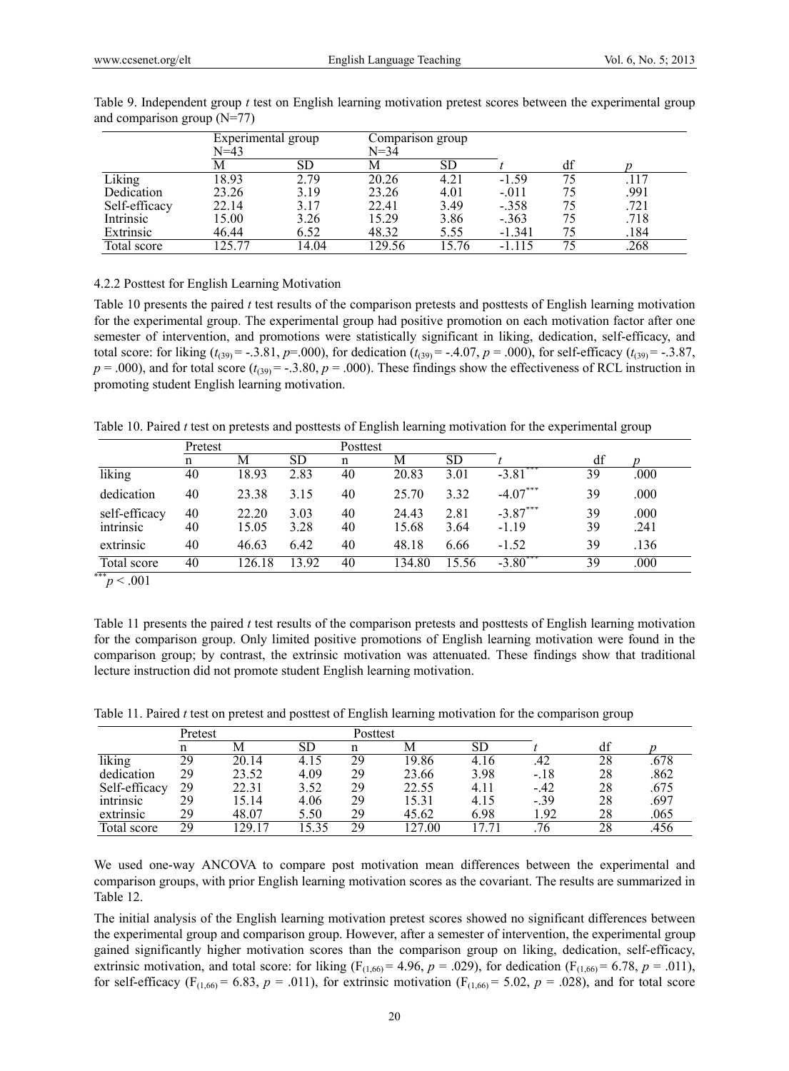Table 9. Independent group *t* test on English learning motivation pretest scores between the experimental group and comparison group (N=77)

| | Experimental group N=43 | | Comparison group N=34 | | | | |
|---|---|---|---|---|---|---|---|
| | M | SD | M | SD | *t* | df | *p* |
| Liking | 18.93 | 2.79 | 20.26 | 4.21 | -1.59 | 75 | .117 |
| Dedication | 23.26 | 3.19 | 23.26 | 4.01 | -.011 | 75 | .991 |
| Self-efficacy | 22.14 | 3.17 | 22.41 | 3.49 | -.358 | 75 | .721 |
| Intrinsic | 15.00 | 3.26 | 15.29 | 3.86 | -.363 | 75 | .718 |
| Extrinsic | 46.44 | 6.52 | 48.32 | 5.55 | -1.341 | 75 | .184 |
| Total score | 125.77 | 14.04 | 129.56 | 15.76 | -1.115 | 75 | .268 |

#### 4.2.2 Posttest for English Learning Motivation

Table 10 presents the paired *t* test results of the comparison pretests and posttests of English learning motivation for the experimental group. The experimental group had positive promotion on each motivation factor after one semester of intervention, and promotions were statistically significant in liking, dedication, self-efficacy, and total score: for liking ($t_{(39)}$ = -.3.81, $p$=.000), for dedication ($t_{(39)}$ = -.4.07, $p$ = .000), for self-efficacy ($t_{(39)}$ = -.3.87, $p$ = .000), and for total score ($t_{(39)}$ = -.3.80, $p$ = .000). These findings show the effectiveness of RCL instruction in promoting student English learning motivation.

Table 10. Paired *t* test on pretests and posttests of English learning motivation for the experimental group

| | Pretest | | | Posttest | | | | | |
|---|---|---|---|---|---|---|---|---|---|
| | n | M | SD | n | M | SD | *t* | df | *p* |
| liking | 40 | 18.93 | 2.83 | 40 | 20.83 | 3.01 | -3.81*** | 39 | .000 |
| dedication | 40 | 23.38 | 3.15 | 40 | 25.70 | 3.32 | -4.07*** | 39 | .000 |
| self-efficacy | 40 | 22.20 | 3.03 | 40 | 24.43 | 2.81 | -3.87*** | 39 | .000 |
| intrinsic | 40 | 15.05 | 3.28 | 40 | 15.68 | 3.64 | -1.19 | 39 | .241 |
| extrinsic | 40 | 46.63 | 6.42 | 40 | 48.18 | 6.66 | -1.52 | 39 | .136 |
| Total score | 40 | 126.18 | 13.92 | 40 | 134.80 | 15.56 | -3.80*** | 39 | .000 |

***$p < .001$

Table 11 presents the paired *t* test results of the comparison pretests and posttests of English learning motivation for the comparison group. Only limited positive promotions of English learning motivation were found in the comparison group; by contrast, the extrinsic motivation was attenuated. These findings show that traditional lecture instruction did not promote student English learning motivation.

Table 11. Paired *t* test on pretest and posttest of English learning motivation for the comparison group

| | Pretest | | | Posttest | | | | | |
|---|---|---|---|---|---|---|---|---|---|
| | n | M | SD | n | M | SD | *t* | df | *p* |
| liking | 29 | 20.14 | 4.15 | 29 | 19.86 | 4.16 | .42 | 28 | .678 |
| dedication | 29 | 23.52 | 4.09 | 29 | 23.66 | 3.98 | -.18 | 28 | .862 |
| Self-efficacy | 29 | 22.31 | 3.52 | 29 | 22.55 | 4.11 | -.42 | 28 | .675 |
| intrinsic | 29 | 15.14 | 4.06 | 29 | 15.31 | 4.15 | -.39 | 28 | .697 |
| extrinsic | 29 | 48.07 | 5.50 | 29 | 45.62 | 6.98 | 1.92 | 28 | .065 |
| Total score | 29 | 129.17 | 15.35 | 29 | 127.00 | 17.71 | .76 | 28 | .456 |

We used one-way ANCOVA to compare post motivation mean differences between the experimental and comparison groups, with prior English learning motivation scores as the covariant. The results are summarized in Table 12.

The initial analysis of the English learning motivation pretest scores showed no significant differences between the experimental group and comparison group. However, after a semester of intervention, the experimental group gained significantly higher motivation scores than the comparison group on liking, dedication, self-efficacy, extrinsic motivation, and total score: for liking ($F_{(1,66)}$ = 4.96, $p$ = .029), for dedication ($F_{(1,66)}$ = 6.78, $p$ = .011), for self-efficacy ($F_{(1,66)}$ = 6.83, $p$ = .011), for extrinsic motivation ($F_{(1,66)}$ = 5.02, $p$ = .028), and for total score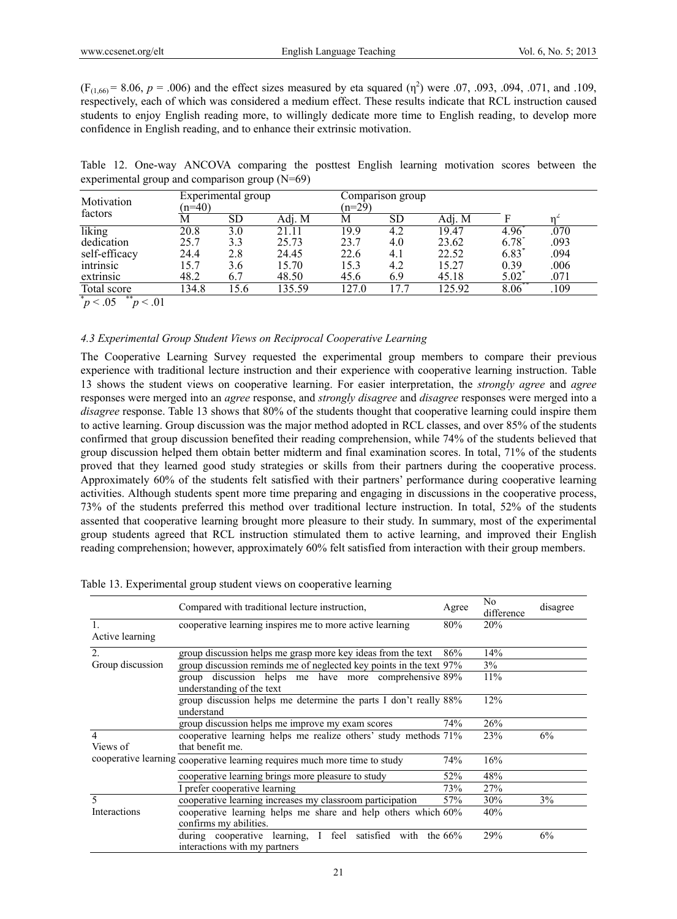($F_{(1,66)}$ = 8.06, $p$ = .006) and the effect sizes measured by eta squared ($\eta^2$) were .07, .093, .094, .071, and .109, respectively, each of which was considered a medium effect. These results indicate that RCL instruction caused students to enjoy English reading more, to willingly dedicate more time to English reading, to develop more confidence in English reading, and to enhance their extrinsic motivation.

Table 12. One-way ANCOVA comparing the posttest English learning motivation scores between the experimental group and comparison group (N=69)

| Motivation factors | Experimental group (n=40) | | | Comparison group (n=29) | | | | |
|---|---|---|---|---|---|---|---|---|
| | M | SD | Adj. M | M | SD | Adj. M | F | $\eta^2$ |
| liking | 20.8 | 3.0 | 21.11 | 19.9 | 4.2 | 19.47 | 4.96* | .070 |
| dedication | 25.7 | 3.3 | 25.73 | 23.7 | 4.0 | 23.62 | 6.78* | .093 |
| self-efficacy | 24.4 | 2.8 | 24.45 | 22.6 | 4.1 | 22.52 | 6.83* | .094 |
| intrinsic | 15.7 | 3.6 | 15.70 | 15.3 | 4.2 | 15.27 | 0.39 | .006 |
| extrinsic | 48.2 | 6.7 | 48.50 | 45.6 | 6.9 | 45.18 | 5.02* | .071 |
| Total score | 134.8 | 15.6 | 135.59 | 127.0 | 17.7 | 125.92 | 8.06** | .109 |

*$p < .05$ **$p < .01$

#### 4.3 Experimental Group Student Views on Reciprocal Cooperative Learning

The Cooperative Learning Survey requested the experimental group members to compare their previous experience with traditional lecture instruction and their experience with cooperative learning instruction. Table 13 shows the student views on cooperative learning. For easier interpretation, the *strongly agree* and *agree* responses were merged into an *agree* response, and *strongly disagree* and *disagree* responses were merged into a *disagree* response. Table 13 shows that 80% of the students thought that cooperative learning could inspire them to active learning. Group discussion was the major method adopted in RCL classes, and over 85% of the students confirmed that group discussion benefited their reading comprehension, while 74% of the students believed that group discussion helped them obtain better midterm and final examination scores. In total, 71% of the students proved that they learned good study strategies or skills from their partners during the cooperative process. Approximately 60% of the students felt satisfied with their partners' performance during cooperative learning activities. Although students spent more time preparing and engaging in discussions in the cooperative process, 73% of the students preferred this method over traditional lecture instruction. In total, 52% of the students assented that cooperative learning brought more pleasure to their study. In summary, most of the experimental group students agreed that RCL instruction stimulated them to active learning, and improved their English reading comprehension; however, approximately 60% felt satisfied from interaction with their group members.

Table 13. Experimental group student views on cooperative learning

| | Compared with traditional lecture instruction, | Agree | No difference | disagree |
|---|---|---|---|---|
| 1. Active learning | cooperative learning inspires me to more active learning | 80% | 20% | |
| 2. Group discussion | group discussion helps me grasp more key ideas from the text | 86% | 14% | |
| | group discussion reminds me of neglected key points in the text | 97% | 3% | |
| | group discussion helps me have more comprehensive understanding of the text | 89% | 11% | |
| | group discussion helps me determine the parts I don't really understand | 88% | 12% | |
| | group discussion helps me improve my exam scores | 74% | 26% | |
| 4 Views of cooperative learning | cooperative learning helps me realize others' study methods that benefit me. | 71% | 23% | 6% |
| | cooperative learning requires much more time to study | 74% | 16% | |
| | cooperative learning brings more pleasure to study | 52% | 48% | |
| | I prefer cooperative learning | 73% | 27% | |
| 5 Interactions | cooperative learning increases my classroom participation | 57% | 30% | 3% |
| | cooperative learning helps me share and help others which confirms my abilities. | 60% | 40% | |
| | during cooperative learning, I feel satisfied with the interactions with my partners | 66% | 29% | 6% |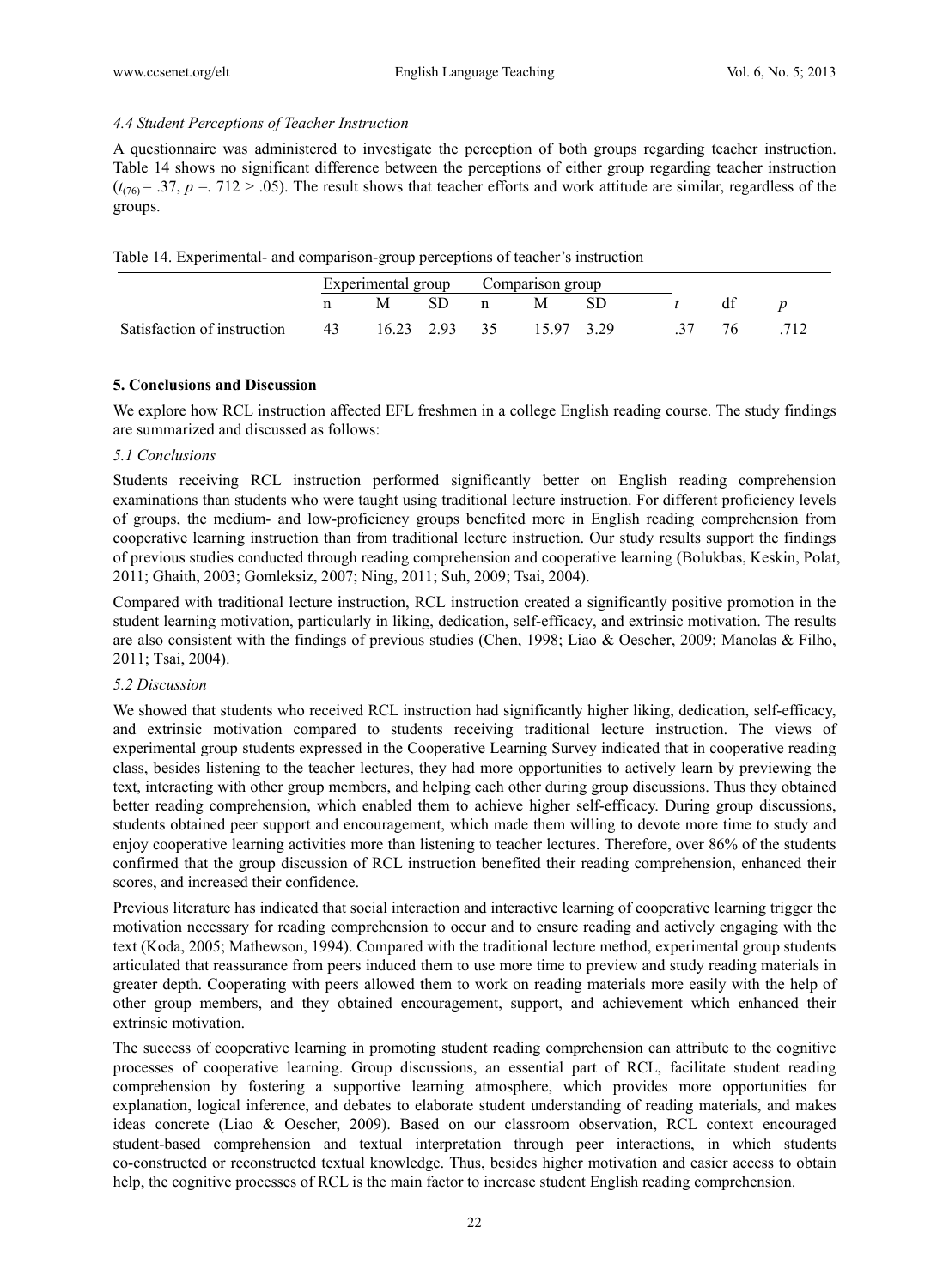### *4.4 Student Perceptions of Teacher Instruction*

A questionnaire was administered to investigate the perception of both groups regarding teacher instruction. Table 14 shows no significant difference between the perceptions of either group regarding teacher instruction ($t_{(76)} = .37$, $p = .712 > .05$). The result shows that teacher efforts and work attitude are similar, regardless of the groups.

Table 14. Experimental- and comparison-group perceptions of teacher's instruction

| | Experimental group | | | Comparison group | | | | | |
|---|---|---|---|---|---|---|---|---|---|
| | n | M | SD | n | M | SD | *t* | df | *p* |
| Satisfaction of instruction | 43 | 16.23 | 2.93 | 35 | 15.97 | 3.29 | .37 | 76 | .712 |

## 5. Conclusions and Discussion

We explore how RCL instruction affected EFL freshmen in a college English reading course. The study findings are summarized and discussed as follows:

### *5.1 Conclusions*

Students receiving RCL instruction performed significantly better on English reading comprehension examinations than students who were taught using traditional lecture instruction. For different proficiency levels of groups, the medium- and low-proficiency groups benefited more in English reading comprehension from cooperative learning instruction than from traditional lecture instruction. Our study results support the findings of previous studies conducted through reading comprehension and cooperative learning (Bolukbas, Keskin, Polat, 2011; Ghaith, 2003; Gomleksiz, 2007; Ning, 2011; Suh, 2009; Tsai, 2004).

Compared with traditional lecture instruction, RCL instruction created a significantly positive promotion in the student learning motivation, particularly in liking, dedication, self-efficacy, and extrinsic motivation. The results are also consistent with the findings of previous studies (Chen, 1998; Liao & Oescher, 2009; Manolas & Filho, 2011; Tsai, 2004).

### *5.2 Discussion*

We showed that students who received RCL instruction had significantly higher liking, dedication, self-efficacy, and extrinsic motivation compared to students receiving traditional lecture instruction. The views of experimental group students expressed in the Cooperative Learning Survey indicated that in cooperative reading class, besides listening to the teacher lectures, they had more opportunities to actively learn by previewing the text, interacting with other group members, and helping each other during group discussions. Thus they obtained better reading comprehension, which enabled them to achieve higher self-efficacy. During group discussions, students obtained peer support and encouragement, which made them willing to devote more time to study and enjoy cooperative learning activities more than listening to teacher lectures. Therefore, over 86% of the students confirmed that the group discussion of RCL instruction benefited their reading comprehension, enhanced their scores, and increased their confidence.

Previous literature has indicated that social interaction and interactive learning of cooperative learning trigger the motivation necessary for reading comprehension to occur and to ensure reading and actively engaging with the text (Koda, 2005; Mathewson, 1994). Compared with the traditional lecture method, experimental group students articulated that reassurance from peers induced them to use more time to preview and study reading materials in greater depth. Cooperating with peers allowed them to work on reading materials more easily with the help of other group members, and they obtained encouragement, support, and achievement which enhanced their extrinsic motivation.

The success of cooperative learning in promoting student reading comprehension can attribute to the cognitive processes of cooperative learning. Group discussions, an essential part of RCL, facilitate student reading comprehension by fostering a supportive learning atmosphere, which provides more opportunities for explanation, logical inference, and debates to elaborate student understanding of reading materials, and makes ideas concrete (Liao & Oescher, 2009). Based on our classroom observation, RCL context encouraged student-based comprehension and textual interpretation through peer interactions, in which students co-constructed or reconstructed textual knowledge. Thus, besides higher motivation and easier access to obtain help, the cognitive processes of RCL is the main factor to increase student English reading comprehension.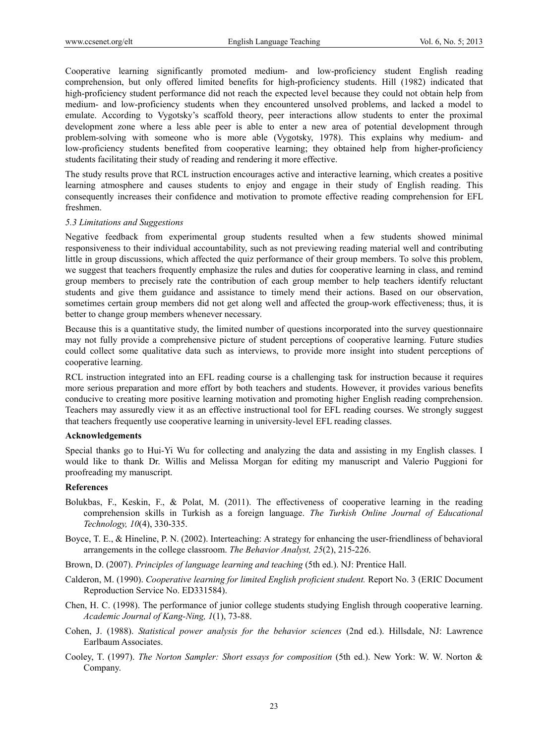Cooperative learning significantly promoted medium- and low-proficiency student English reading comprehension, but only offered limited benefits for high-proficiency students. Hill (1982) indicated that high-proficiency student performance did not reach the expected level because they could not obtain help from medium- and low-proficiency students when they encountered unsolved problems, and lacked a model to emulate. According to Vygotsky's scaffold theory, peer interactions allow students to enter the proximal development zone where a less able peer is able to enter a new area of potential development through problem-solving with someone who is more able (Vygotsky, 1978). This explains why medium- and low-proficiency students benefited from cooperative learning; they obtained help from higher-proficiency students facilitating their study of reading and rendering it more effective.

The study results prove that RCL instruction encourages active and interactive learning, which creates a positive learning atmosphere and causes students to enjoy and engage in their study of English reading. This consequently increases their confidence and motivation to promote effective reading comprehension for EFL freshmen.

### *5.3 Limitations and Suggestions*

Negative feedback from experimental group students resulted when a few students showed minimal responsiveness to their individual accountability, such as not previewing reading material well and contributing little in group discussions, which affected the quiz performance of their group members. To solve this problem, we suggest that teachers frequently emphasize the rules and duties for cooperative learning in class, and remind group members to precisely rate the contribution of each group member to help teachers identify reluctant students and give them guidance and assistance to timely mend their actions. Based on our observation, sometimes certain group members did not get along well and affected the group-work effectiveness; thus, it is better to change group members whenever necessary.

Because this is a quantitative study, the limited number of questions incorporated into the survey questionnaire may not fully provide a comprehensive picture of student perceptions of cooperative learning. Future studies could collect some qualitative data such as interviews, to provide more insight into student perceptions of cooperative learning.

RCL instruction integrated into an EFL reading course is a challenging task for instruction because it requires more serious preparation and more effort by both teachers and students. However, it provides various benefits conducive to creating more positive learning motivation and promoting higher English reading comprehension. Teachers may assuredly view it as an effective instructional tool for EFL reading courses. We strongly suggest that teachers frequently use cooperative learning in university-level EFL reading classes.

## Acknowledgements

Special thanks go to Hui-Yi Wu for collecting and analyzing the data and assisting in my English classes. I would like to thank Dr. Willis and Melissa Morgan for editing my manuscript and Valerio Puggioni for proofreading my manuscript.

## References

Bolukbas, F., Keskin, F., & Polat, M. (2011). The effectiveness of cooperative learning in the reading comprehension skills in Turkish as a foreign language. *The Turkish Online Journal of Educational Technology, 10*(4), 330-335.

Boyce, T. E., & Hineline, P. N. (2002). Interteaching: A strategy for enhancing the user-friendliness of behavioral arrangements in the college classroom. *The Behavior Analyst, 25*(2), 215-226.

Brown, D. (2007). *Principles of language learning and teaching* (5th ed.). NJ: Prentice Hall.

Calderon, M. (1990). *Cooperative learning for limited English proficient student.* Report No. 3 (ERIC Document Reproduction Service No. ED331584).

Chen, H. C. (1998). The performance of junior college students studying English through cooperative learning. *Academic Journal of Kang-Ning, 1*(1), 73-88.

Cohen, J. (1988). *Statistical power analysis for the behavior sciences* (2nd ed.). Hillsdale, NJ: Lawrence Earlbaum Associates.

Cooley, T. (1997). *The Norton Sampler: Short essays for composition* (5th ed.). New York: W. W. Norton & Company.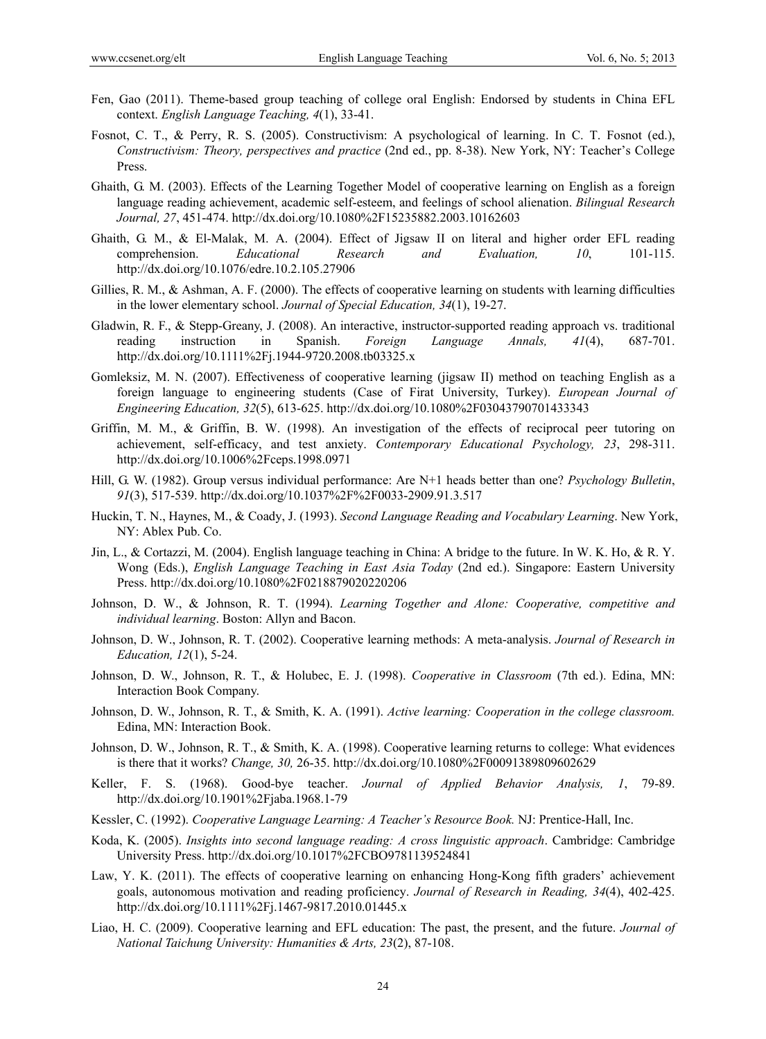Fen, Gao (2011). Theme-based group teaching of college oral English: Endorsed by students in China EFL context. *English Language Teaching, 4*(1), 33-41.

Fosnot, C. T., & Perry, R. S. (2005). Constructivism: A psychological of learning. In C. T. Fosnot (ed.), *Constructivism: Theory, perspectives and practice* (2nd ed., pp. 8-38). New York, NY: Teacher's College Press.

Ghaith, G. M. (2003). Effects of the Learning Together Model of cooperative learning on English as a foreign language reading achievement, academic self-esteem, and feelings of school alienation. *Bilingual Research Journal, 27*, 451-474. http://dx.doi.org/10.1080%2F15235882.2003.10162603

Ghaith, G. M., & El-Malak, M. A. (2004). Effect of Jigsaw II on literal and higher order EFL reading comprehension. *Educational Research and Evaluation, 10*, 101-115. http://dx.doi.org/10.1076/edre.10.2.105.27906

Gillies, R. M., & Ashman, A. F. (2000). The effects of cooperative learning on students with learning difficulties in the lower elementary school. *Journal of Special Education, 34*(1), 19-27.

Gladwin, R. F., & Stepp-Greany, J. (2008). An interactive, instructor-supported reading approach vs. traditional reading instruction in Spanish. *Foreign Language Annals, 41*(4), 687-701. http://dx.doi.org/10.1111%2Fj.1944-9720.2008.tb03325.x

Gomleksiz, M. N. (2007). Effectiveness of cooperative learning (jigsaw II) method on teaching English as a foreign language to engineering students (Case of Firat University, Turkey). *European Journal of Engineering Education, 32*(5), 613-625. http://dx.doi.org/10.1080%2F03043790701433343

Griffin, M. M., & Griffin, B. W. (1998). An investigation of the effects of reciprocal peer tutoring on achievement, self-efficacy, and test anxiety. *Contemporary Educational Psychology, 23*, 298-311. http://dx.doi.org/10.1006%2Fceps.1998.0971

Hill, G. W. (1982). Group versus individual performance: Are N+1 heads better than one? *Psychology Bulletin*, *91*(3), 517-539. http://dx.doi.org/10.1037%2F%2F0033-2909.91.3.517

Huckin, T. N., Haynes, M., & Coady, J. (1993). *Second Language Reading and Vocabulary Learning*. New York, NY: Ablex Pub. Co.

Jin, L., & Cortazzi, M. (2004). English language teaching in China: A bridge to the future. In W. K. Ho, & R. Y. Wong (Eds.), *English Language Teaching in East Asia Today* (2nd ed.). Singapore: Eastern University Press. http://dx.doi.org/10.1080%2F0218879020220206

Johnson, D. W., & Johnson, R. T. (1994). *Learning Together and Alone: Cooperative, competitive and individual learning*. Boston: Allyn and Bacon.

Johnson, D. W., Johnson, R. T. (2002). Cooperative learning methods: A meta-analysis. *Journal of Research in Education, 12*(1), 5-24.

Johnson, D. W., Johnson, R. T., & Holubec, E. J. (1998). *Cooperative in Classroom* (7th ed.). Edina, MN: Interaction Book Company.

Johnson, D. W., Johnson, R. T., & Smith, K. A. (1991). *Active learning: Cooperation in the college classroom.* Edina, MN: Interaction Book.

Johnson, D. W., Johnson, R. T., & Smith, K. A. (1998). Cooperative learning returns to college: What evidences is there that it works? *Change, 30,* 26-35. http://dx.doi.org/10.1080%2F00091389809602629

Keller, F. S. (1968). Good-bye teacher. *Journal of Applied Behavior Analysis, 1*, 79-89. http://dx.doi.org/10.1901%2Fjaba.1968.1-79

Kessler, C. (1992). *Cooperative Language Learning: A Teacher's Resource Book.* NJ: Prentice-Hall, Inc.

Koda, K. (2005). *Insights into second language reading: A cross linguistic approach*. Cambridge: Cambridge University Press. http://dx.doi.org/10.1017%2FCBO9781139524841

Law, Y. K. (2011). The effects of cooperative learning on enhancing Hong-Kong fifth graders' achievement goals, autonomous motivation and reading proficiency. *Journal of Research in Reading, 34*(4), 402-425. http://dx.doi.org/10.1111%2Fj.1467-9817.2010.01445.x

Liao, H. C. (2009). Cooperative learning and EFL education: The past, the present, and the future. *Journal of National Taichung University: Humanities & Arts, 23*(2), 87-108.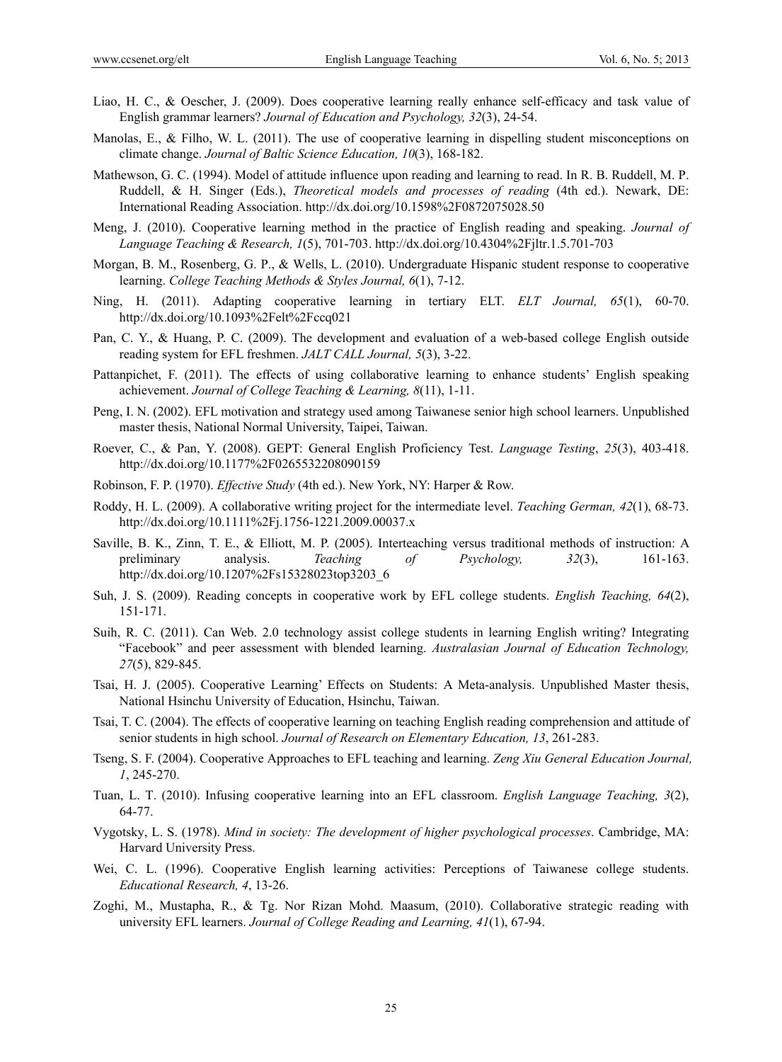Liao, H. C., & Oescher, J. (2009). Does cooperative learning really enhance self-efficacy and task value of English grammar learners? *Journal of Education and Psychology, 32*(3), 24-54.

Manolas, E., & Filho, W. L. (2011). The use of cooperative learning in dispelling student misconceptions on climate change. *Journal of Baltic Science Education, 10*(3), 168-182.

Mathewson, G. C. (1994). Model of attitude influence upon reading and learning to read. In R. B. Ruddell, M. P. Ruddell, & H. Singer (Eds.), *Theoretical models and processes of reading* (4th ed.). Newark, DE: International Reading Association. http://dx.doi.org/10.1598%2F0872075028.50

Meng, J. (2010). Cooperative learning method in the practice of English reading and speaking. *Journal of Language Teaching & Research, 1*(5), 701-703. http://dx.doi.org/10.4304%2Fjltr.1.5.701-703

Morgan, B. M., Rosenberg, G. P., & Wells, L. (2010). Undergraduate Hispanic student response to cooperative learning. *College Teaching Methods & Styles Journal, 6*(1), 7-12.

Ning, H. (2011). Adapting cooperative learning in tertiary ELT. *ELT Journal, 65*(1), 60-70. http://dx.doi.org/10.1093%2Felt%2Fccq021

Pan, C. Y., & Huang, P. C. (2009). The development and evaluation of a web-based college English outside reading system for EFL freshmen. *JALT CALL Journal, 5*(3), 3-22.

Pattanpichet, F. (2011). The effects of using collaborative learning to enhance students' English speaking achievement. *Journal of College Teaching & Learning, 8*(11), 1-11.

Peng, I. N. (2002). EFL motivation and strategy used among Taiwanese senior high school learners. Unpublished master thesis, National Normal University, Taipei, Taiwan.

Roever, C., & Pan, Y. (2008). GEPT: General English Proficiency Test. *Language Testing*, *25*(3), 403-418. http://dx.doi.org/10.1177%2F0265532208090159

Robinson, F. P. (1970). *Effective Study* (4th ed.). New York, NY: Harper & Row.

Roddy, H. L. (2009). A collaborative writing project for the intermediate level. *Teaching German, 42*(1), 68-73. http://dx.doi.org/10.1111%2Fj.1756-1221.2009.00037.x

Saville, B. K., Zinn, T. E., & Elliott, M. P. (2005). Interteaching versus traditional methods of instruction: A preliminary analysis. *Teaching of Psychology, 32*(3), 161-163. http://dx.doi.org/10.1207%2Fs15328023top3203_6

Suh, J. S. (2009). Reading concepts in cooperative work by EFL college students. *English Teaching, 64*(2), 151-171.

Suih, R. C. (2011). Can Web. 2.0 technology assist college students in learning English writing? Integrating "Facebook" and peer assessment with blended learning. *Australasian Journal of Education Technology, 27*(5), 829-845.

Tsai, H. J. (2005). Cooperative Learning' Effects on Students: A Meta-analysis. Unpublished Master thesis, National Hsinchu University of Education, Hsinchu, Taiwan.

Tsai, T. C. (2004). The effects of cooperative learning on teaching English reading comprehension and attitude of senior students in high school. *Journal of Research on Elementary Education, 13*, 261-283.

Tseng, S. F. (2004). Cooperative Approaches to EFL teaching and learning. *Zeng Xiu General Education Journal, 1*, 245-270.

Tuan, L. T. (2010). Infusing cooperative learning into an EFL classroom. *English Language Teaching, 3*(2), 64-77.

Vygotsky, L. S. (1978). *Mind in society: The development of higher psychological processes*. Cambridge, MA: Harvard University Press.

Wei, C. L. (1996). Cooperative English learning activities: Perceptions of Taiwanese college students. *Educational Research, 4*, 13-26.

Zoghi, M., Mustapha, R., & Tg. Nor Rizan Mohd. Maasum, (2010). Collaborative strategic reading with university EFL learners. *Journal of College Reading and Learning, 41*(1), 67-94.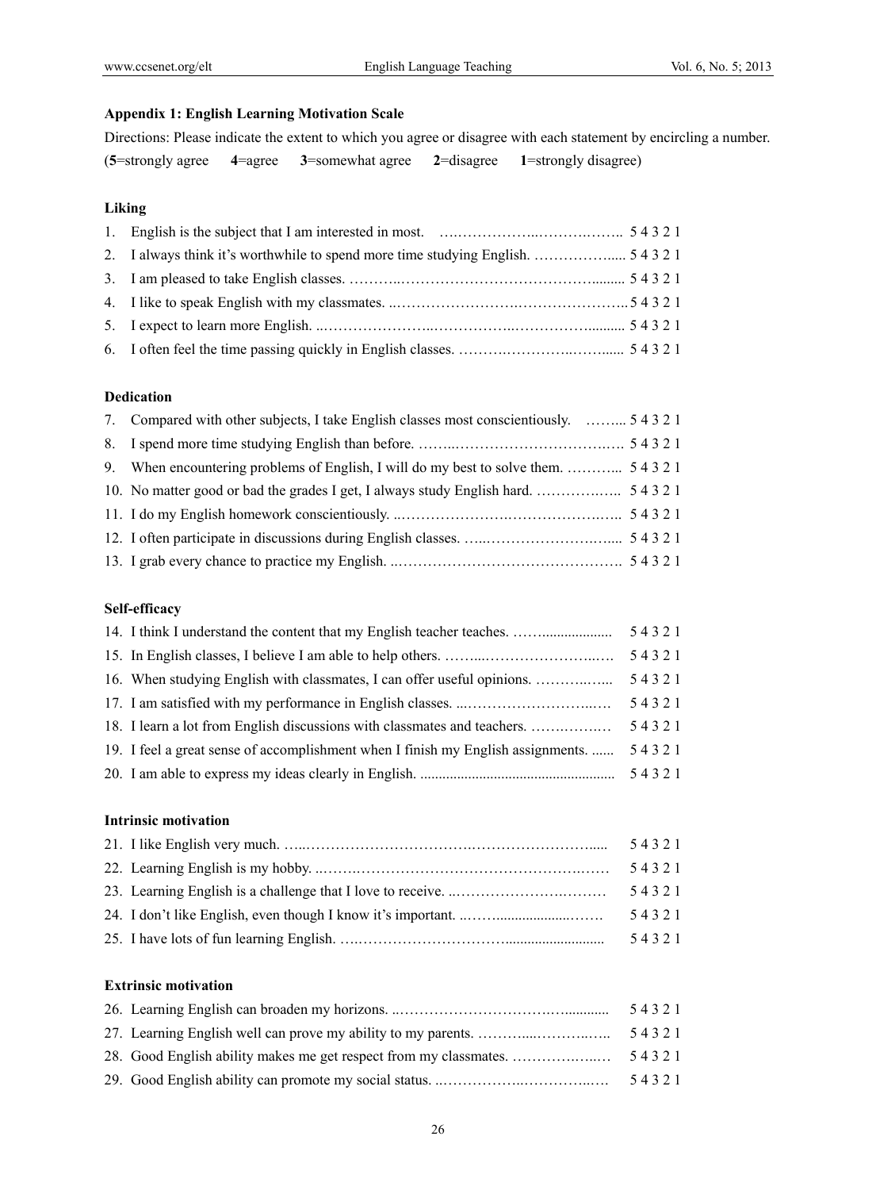**Appendix 1: English Learning Motivation Scale**

Directions: Please indicate the extent to which you agree or disagree with each statement by encircling a number.

(**5**=strongly agree **4**=agree **3**=somewhat agree **2**=disagree **1**=strongly disagree)

**Liking**

1. English is the subject that I am interested in most. ……………………………………… 5 4 3 2 1
2. I always think it's worthwhile to spend more time studying English. ………………..... 5 4 3 2 1
3. I am pleased to take English classes. ………..……………………………………......... 5 4 3 2 1
4. I like to speak English with my classmates. ..……………………….………………….. 5 4 3 2 1
5. I expect to learn more English. ..…………………..…………….……………….......... 5 4 3 2 1
6. I often feel the time passing quickly in English classes. ……….…………..……...... 5 4 3 2 1

**Dedication**

7. Compared with other subjects, I take English classes most conscientiously. ……... 5 4 3 2 1
8. I spend more time studying English than before. ……..……………………………… 5 4 3 2 1
9. When encountering problems of English, I will do my best to solve them. ………... 5 4 3 2 1
10. No matter good or bad the grades I get, I always study English hard. …………….. 5 4 3 2 1
11. I do my English homework conscientiously. ..…………………….…………………….. 5 4 3 2 1
12. I often participate in discussions during English classes. …..……………………..... 5 4 3 2 1
13. I grab every chance to practice my English. ..………………………………………. 5 4 3 2 1

**Self-efficacy**

14. I think I understand the content that my English teacher teaches. ……................... 5 4 3 2 1
15. In English classes, I believe I am able to help others. ……...…………………..…. 5 4 3 2 1
16. When studying English with classmates, I can offer useful opinions. …………….... 5 4 3 2 1
17. I am satisfied with my performance in English classes. ...……………………..…. 5 4 3 2 1
18. I learn a lot from English discussions with classmates and teachers. ……….……. 5 4 3 2 1
19. I feel a great sense of accomplishment when I finish my English assignments. ...... 5 4 3 2 1
20. I am able to express my ideas clearly in English. ..................................................... 5 4 3 2 1

**Intrinsic motivation**

21. I like English very much. …..……………………………….……………………..... 5 4 3 2 1
22. Learning English is my hobby. ..…….…………………………………………….…… 5 4 3 2 1
23. Learning English is a challenge that I love to receive. ..……………………….……… 5 4 3 2 1
24. I don't like English, even though I know it's important. ..……......................……. 5 4 3 2 1
25. I have lots of fun learning English. …..………………………….......................... 5 4 3 2 1

**Extrinsic motivation**

26. Learning English can broaden my horizons. ..……………………………….............. 5 4 3 2 1
27. Learning English well can prove my ability to my parents. ………...………..….. 5 4 3 2 1
28. Good English ability makes me get respect from my classmates. ……………..…. 5 4 3 2 1
29. Good English ability can promote my social status. ..……………..…………..…. 5 4 3 2 1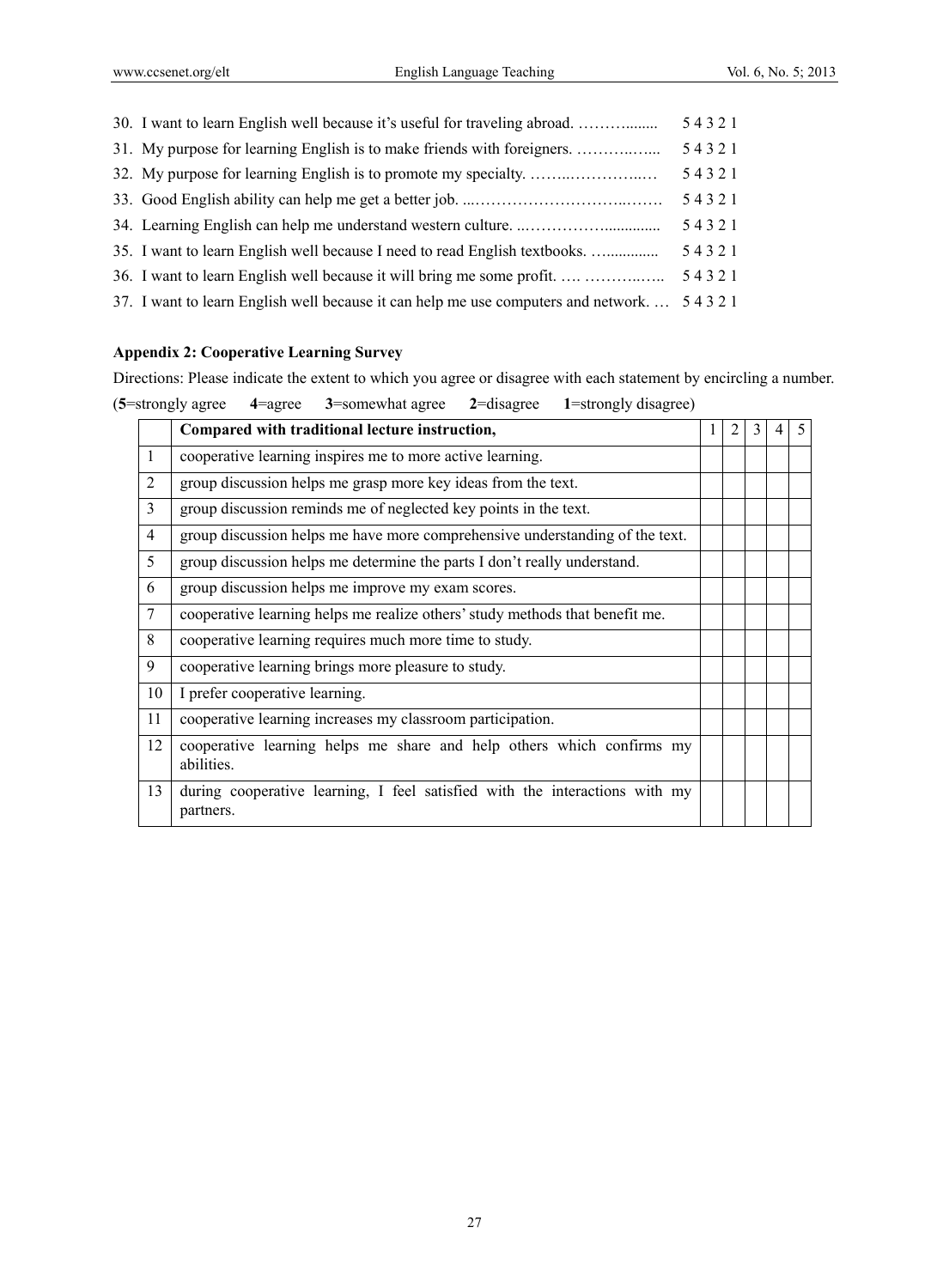30. I want to learn English well because it's useful for traveling abroad. ………....... 5 4 3 2 1
31. My purpose for learning English is to make friends with foreigners. ………..…... 5 4 3 2 1
32. My purpose for learning English is to promote my specialty. ……..…………..… 5 4 3 2 1
33. Good English ability can help me get a better job. ...……………………..……. 5 4 3 2 1
34. Learning English can help me understand western culture. ..……………............. 5 4 3 2 1
35. I want to learn English well because I need to read English textbooks. ….............. 5 4 3 2 1
36. I want to learn English well because it will bring me some profit. …. ………..….. 5 4 3 2 1
37. I want to learn English well because it can help me use computers and network. … 5 4 3 2 1

**Appendix 2: Cooperative Learning Survey**

Directions: Please indicate the extent to which you agree or disagree with each statement by encircling a number.

(**5**=strongly agree **4**=agree **3**=somewhat agree **2**=disagree **1**=strongly disagree)

| | **Compared with traditional lecture instruction,** | 1 | 2 | 3 | 4 | 5 |
|---|---|---|---|---|---|---|
| 1 | cooperative learning inspires me to more active learning. | | | | | |
| 2 | group discussion helps me grasp more key ideas from the text. | | | | | |
| 3 | group discussion reminds me of neglected key points in the text. | | | | | |
| 4 | group discussion helps me have more comprehensive understanding of the text. | | | | | |
| 5 | group discussion helps me determine the parts I don't really understand. | | | | | |
| 6 | group discussion helps me improve my exam scores. | | | | | |
| 7 | cooperative learning helps me realize others' study methods that benefit me. | | | | | |
| 8 | cooperative learning requires much more time to study. | | | | | |
| 9 | cooperative learning brings more pleasure to study. | | | | | |
| 10 | I prefer cooperative learning. | | | | | |
| 11 | cooperative learning increases my classroom participation. | | | | | |
| 12 | cooperative learning helps me share and help others which confirms my abilities. | | | | | |
| 13 | during cooperative learning, I feel satisfied with the interactions with my partners. | | | | | |